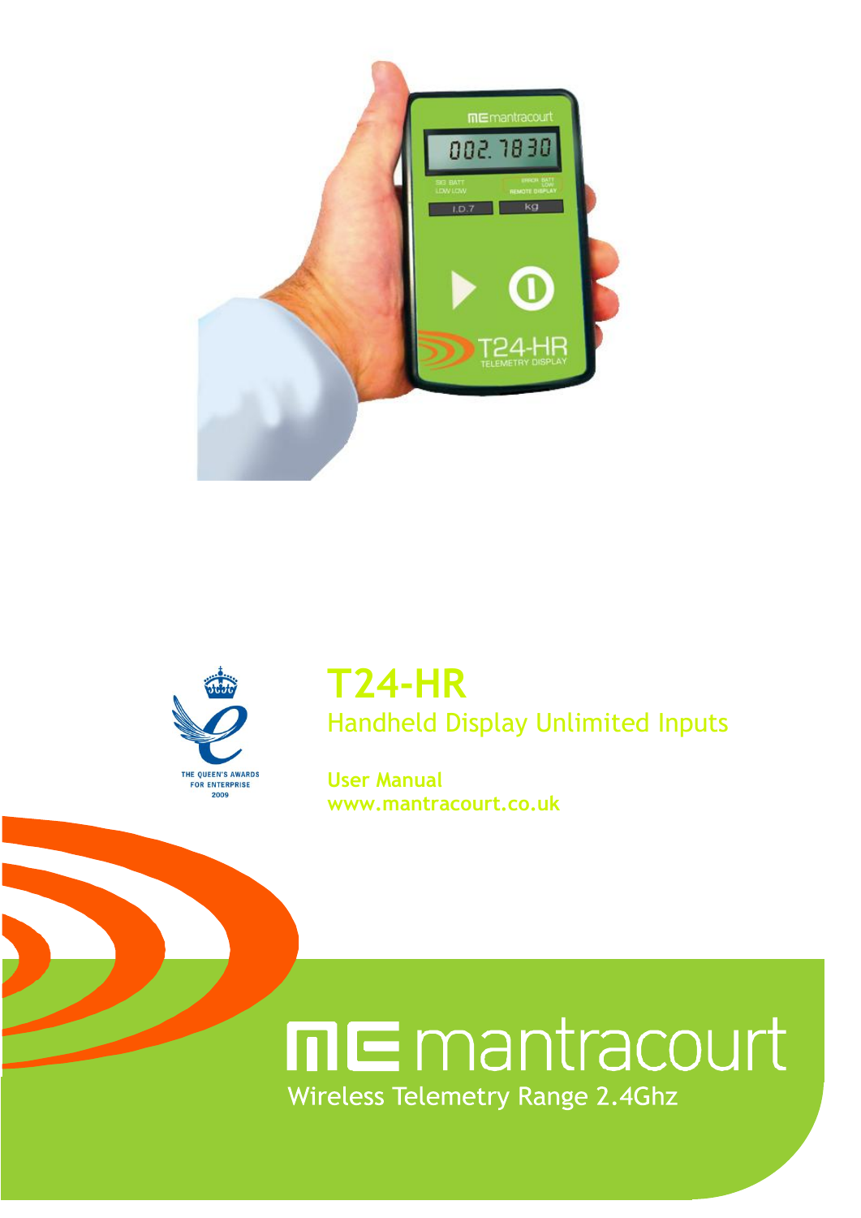# T24-HR

## Handheld Display Unlimited Inputs

**User Manual**

**www.mantracourt.co.uk**

THE QUEEN'S AWARDS FOR ENTERPRISE 2009

mantracourt

Wireless Telemetry Range 2.4Ghz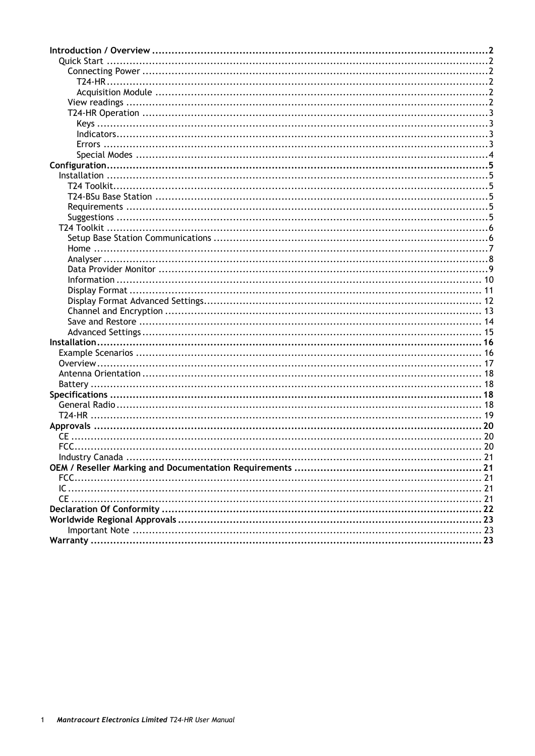**Introduction / Overview** ........................................................................ **2**

- Quick Start ........................................................................ 2
  - Connecting Power ........................................................................ 2
    - T24-HR ........................................................................ 2
    - Acquisition Module ........................................................................ 2
  - View readings ........................................................................ 2
  - T24-HR Operation ........................................................................ 3
    - Keys ........................................................................ 3
    - Indicators ........................................................................ 3
    - Errors ........................................................................ 3
    - Special Modes ........................................................................ 4

**Configuration** ........................................................................ **5**

- Installation ........................................................................ 5
  - T24 Toolkit ........................................................................ 5
  - T24-BSu Base Station ........................................................................ 5
  - Requirements ........................................................................ 5
  - Suggestions ........................................................................ 5
- T24 Toolkit ........................................................................ 6
  - Setup Base Station Communications ........................................................................ 6
  - Home ........................................................................ 7
  - Analyser ........................................................................ 8
  - Data Provider Monitor ........................................................................ 9
  - Information ........................................................................ 10
  - Display Format ........................................................................ 11
  - Display Format Advanced Settings ........................................................................ 12
  - Channel and Encryption ........................................................................ 13
  - Save and Restore ........................................................................ 14
  - Advanced Settings ........................................................................ 15

**Installation** ........................................................................ **16**

- Example Scenarios ........................................................................ 16
- Overview ........................................................................ 17
- Antenna Orientation ........................................................................ 18
- Battery ........................................................................ 18

**Specifications** ........................................................................ **18**

- General Radio ........................................................................ 18
- T24-HR ........................................................................ 19

**Approvals** ........................................................................ **20**

- CE ........................................................................ 20
- FCC ........................................................................ 20
- Industry Canada ........................................................................ 21

**OEM / Reseller Marking and Documentation Requirements** ........................................................................ **21**

- FCC ........................................................................ 21
- IC ........................................................................ 21
- CE ........................................................................ 21

**Declaration Of Conformity** ........................................................................ **22**

**Worldwide Regional Approvals** ........................................................................ **23**

- Important Note ........................................................................ 23

**Warranty** ........................................................................ **23**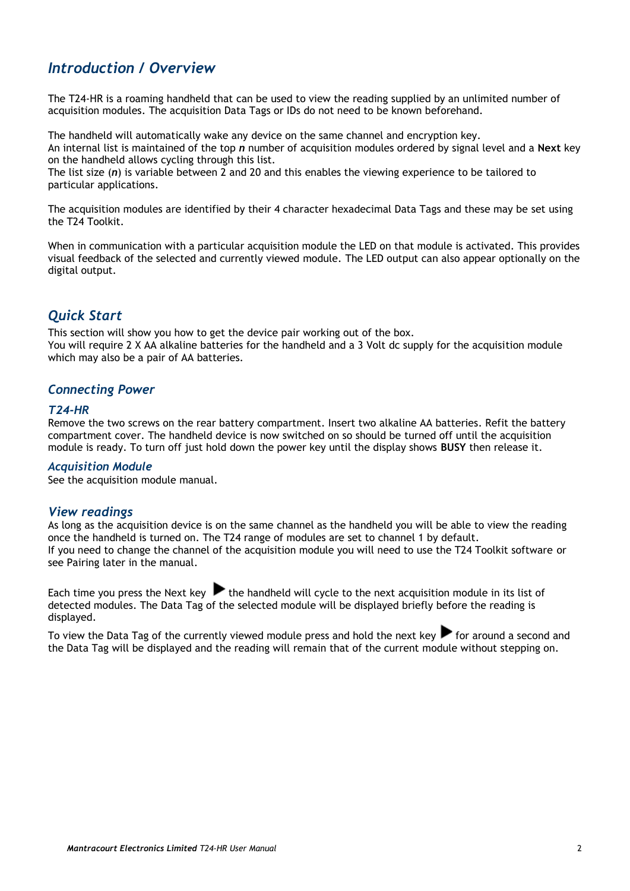## Introduction / Overview

The T24-HR is a roaming handheld that can be used to view the reading supplied by an unlimited number of acquisition modules. The acquisition Data Tags or IDs do not need to be known beforehand.

The handheld will automatically wake any device on the same channel and encryption key.
An internal list is maintained of the top ***n*** number of acquisition modules ordered by signal level and a **Next** key on the handheld allows cycling through this list.
The list size (***n***) is variable between 2 and 20 and this enables the viewing experience to be tailored to particular applications.

The acquisition modules are identified by their 4 character hexadecimal Data Tags and these may be set using the T24 Toolkit.

When in communication with a particular acquisition module the LED on that module is activated. This provides visual feedback of the selected and currently viewed module. The LED output can also appear optionally on the digital output.

## Quick Start

This section will show you how to get the device pair working out of the box.
You will require 2 X AA alkaline batteries for the handheld and a 3 Volt dc supply for the acquisition module which may also be a pair of AA batteries.

## Connecting Power

### T24-HR

Remove the two screws on the rear battery compartment. Insert two alkaline AA batteries. Refit the battery compartment cover. The handheld device is now switched on so should be turned off until the acquisition module is ready. To turn off just hold down the power key until the display shows **BUSY** then release it.

### Acquisition Module

See the acquisition module manual.

## View readings

As long as the acquisition device is on the same channel as the handheld you will be able to view the reading once the handheld is turned on. The T24 range of modules are set to channel 1 by default.
If you need to change the channel of the acquisition module you will need to use the T24 Toolkit software or see Pairing later in the manual.

Each time you press the Next key ▶ the handheld will cycle to the next acquisition module in its list of detected modules. The Data Tag of the selected module will be displayed briefly before the reading is displayed.

To view the Data Tag of the currently viewed module press and hold the next key ▶ for around a second and the Data Tag will be displayed and the reading will remain that of the current module without stepping on.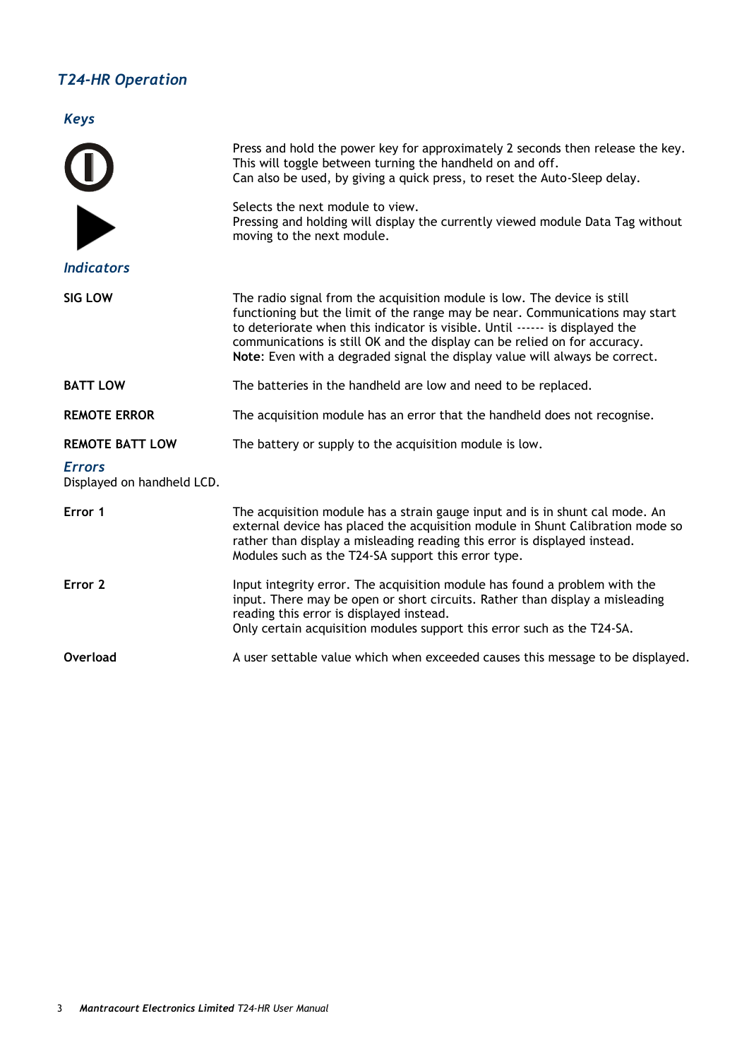## *T24-HR Operation*

### *Keys*

Press and hold the power key for approximately 2 seconds then release the key. This will toggle between turning the handheld on and off.
Can also be used, by giving a quick press, to reset the Auto-Sleep delay.

Selects the next module to view.
Pressing and holding will display the currently viewed module Data Tag without moving to the next module.

### *Indicators*

**SIG LOW**

The radio signal from the acquisition module is low. The device is still functioning but the limit of the range may be near. Communications may start to deteriorate when this indicator is visible. Until ------ is displayed the communications is still OK and the display can be relied on for accuracy.
**Note**: Even with a degraded signal the display value will always be correct.

**BATT LOW**

The batteries in the handheld are low and need to be replaced.

**REMOTE ERROR**

The acquisition module has an error that the handheld does not recognise.

**REMOTE BATT LOW**

The battery or supply to the acquisition module is low.

### *Errors*

Displayed on handheld LCD.

**Error 1**

The acquisition module has a strain gauge input and is in shunt cal mode. An external device has placed the acquisition module in Shunt Calibration mode so rather than display a misleading reading this error is displayed instead.
Modules such as the T24-SA support this error type.

**Error 2**

Input integrity error. The acquisition module has found a problem with the input. There may be open or short circuits. Rather than display a misleading reading this error is displayed instead.
Only certain acquisition modules support this error such as the T24-SA.

**Overload**

A user settable value which when exceeded causes this message to be displayed.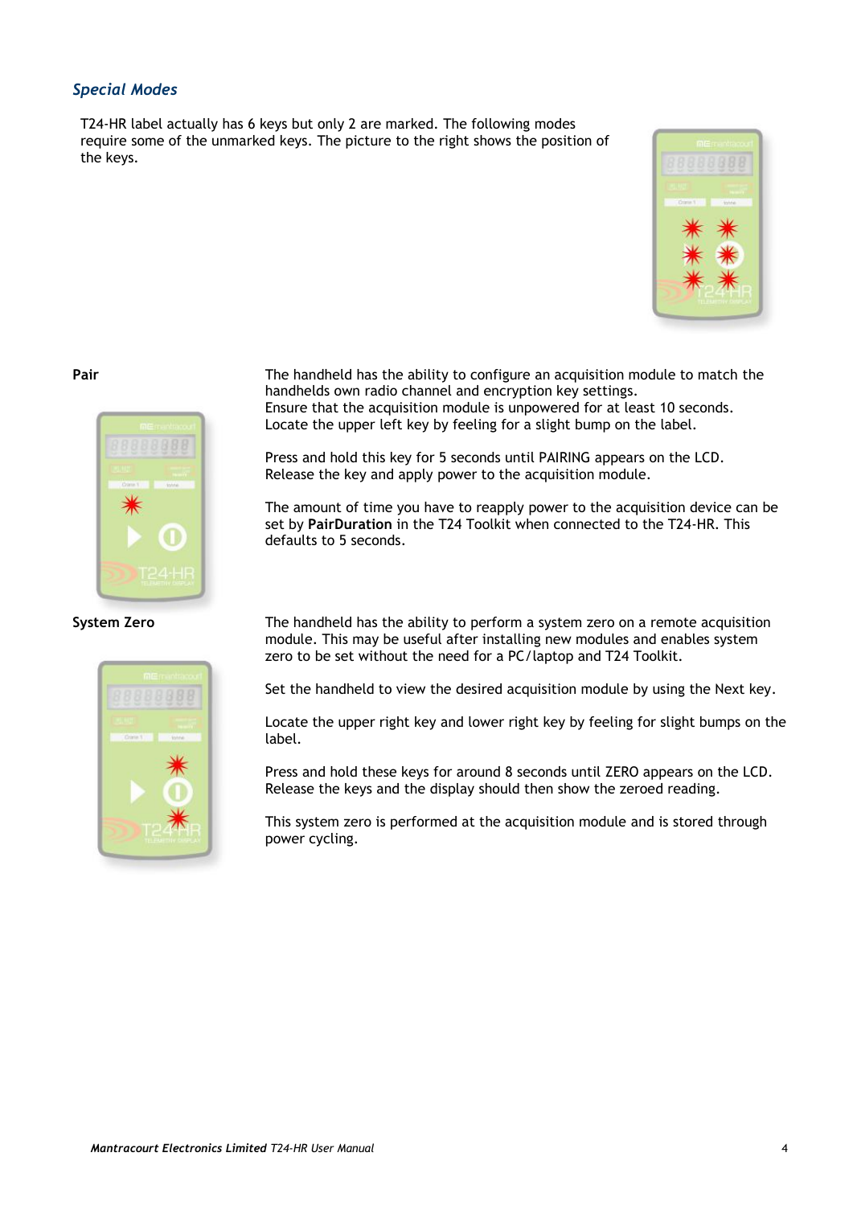## *Special Modes*

T24-HR label actually has 6 keys but only 2 are marked. The following modes require some of the unmarked keys. The picture to the right shows the position of the keys.

**Pair**

The handheld has the ability to configure an acquisition module to match the handhelds own radio channel and encryption key settings.
Ensure that the acquisition module is unpowered for at least 10 seconds.
Locate the upper left key by feeling for a slight bump on the label.

Press and hold this key for 5 seconds until PAIRING appears on the LCD. Release the key and apply power to the acquisition module.

The amount of time you have to reapply power to the acquisition device can be set by **PairDuration** in the T24 Toolkit when connected to the T24-HR. This defaults to 5 seconds.

**System Zero**

The handheld has the ability to perform a system zero on a remote acquisition module. This may be useful after installing new modules and enables system zero to be set without the need for a PC/laptop and T24 Toolkit.

Set the handheld to view the desired acquisition module by using the Next key.

Locate the upper right key and lower right key by feeling for slight bumps on the label.

Press and hold these keys for around 8 seconds until ZERO appears on the LCD. Release the keys and the display should then show the zeroed reading.

This system zero is performed at the acquisition module and is stored through power cycling.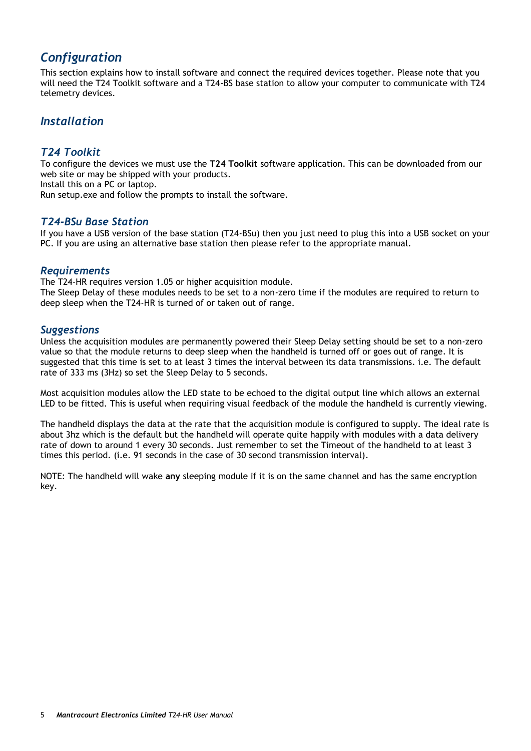# *Configuration*

This section explains how to install software and connect the required devices together. Please note that you will need the T24 Toolkit software and a T24-BS base station to allow your computer to communicate with T24 telemetry devices.

## *Installation*

### *T24 Toolkit*

To configure the devices we must use the **T24 Toolkit** software application. This can be downloaded from our web site or may be shipped with your products.
Install this on a PC or laptop.
Run setup.exe and follow the prompts to install the software.

### *T24-BSu Base Station*

If you have a USB version of the base station (T24-BSu) then you just need to plug this into a USB socket on your PC. If you are using an alternative base station then please refer to the appropriate manual.

### *Requirements*

The T24-HR requires version 1.05 or higher acquisition module.
The Sleep Delay of these modules needs to be set to a non-zero time if the modules are required to return to deep sleep when the T24-HR is turned of or taken out of range.

### *Suggestions*

Unless the acquisition modules are permanently powered their Sleep Delay setting should be set to a non-zero value so that the module returns to deep sleep when the handheld is turned off or goes out of range. It is suggested that this time is set to at least 3 times the interval between its data transmissions. i.e. The default rate of 333 ms (3Hz) so set the Sleep Delay to 5 seconds.

Most acquisition modules allow the LED state to be echoed to the digital output line which allows an external LED to be fitted. This is useful when requiring visual feedback of the module the handheld is currently viewing.

The handheld displays the data at the rate that the acquisition module is configured to supply. The ideal rate is about 3hz which is the default but the handheld will operate quite happily with modules with a data delivery rate of down to around 1 every 30 seconds. Just remember to set the Timeout of the handheld to at least 3 times this period. (i.e. 91 seconds in the case of 30 second transmission interval).

NOTE: The handheld will wake **any** sleeping module if it is on the same channel and has the same encryption key.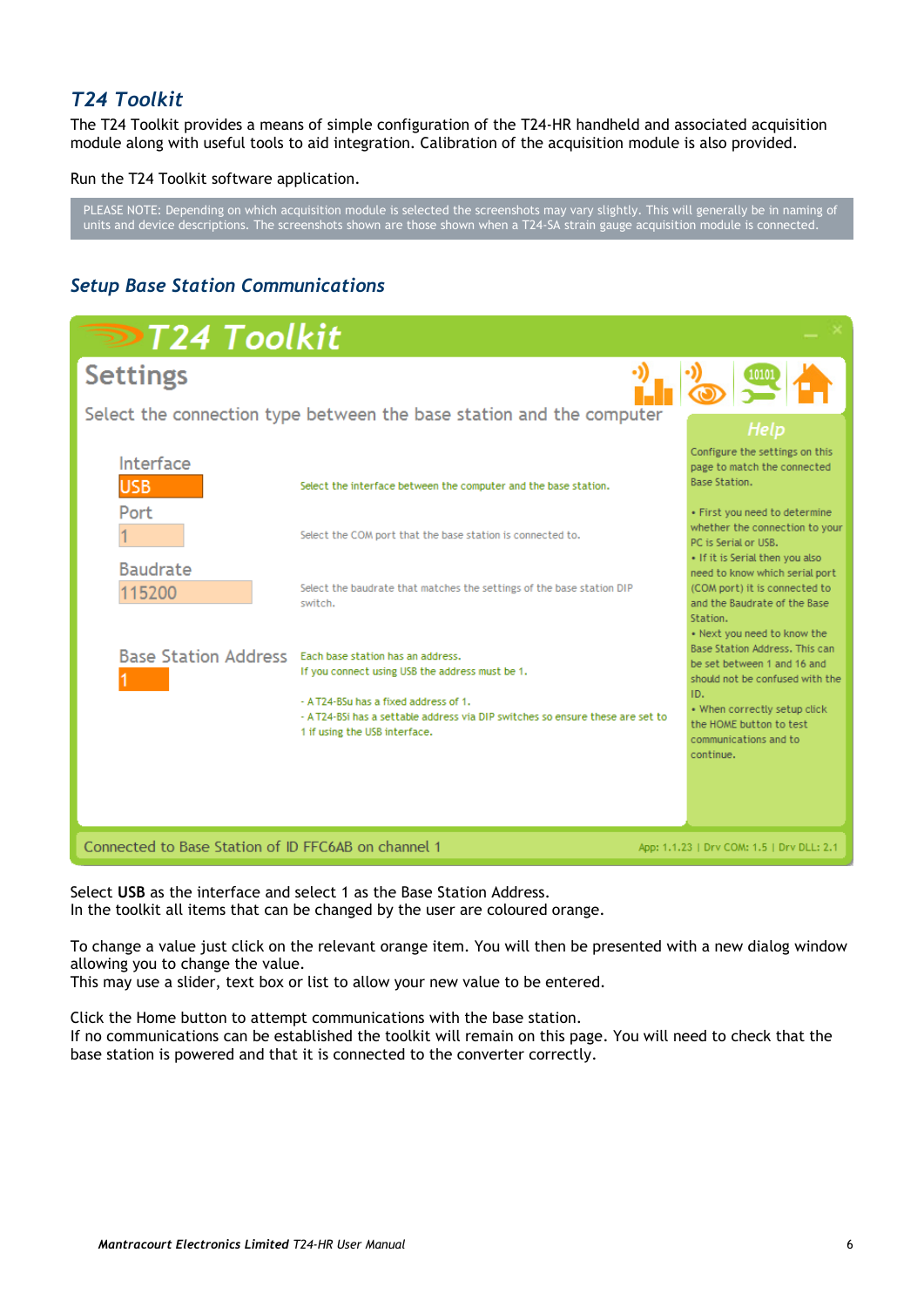## T24 Toolkit

The T24 Toolkit provides a means of simple configuration of the T24-HR handheld and associated acquisition module along with useful tools to aid integration. Calibration of the acquisition module is also provided.

Run the T24 Toolkit software application.

PLEASE NOTE: Depending on which acquisition module is selected the screenshots may vary slightly. This will generally be in naming of units and device descriptions. The screenshots shown are those shown when a T24-SA strain gauge acquisition module is connected.

### Setup Base Station Communications

T24 Toolkit

Settings

Select the connection type between the base station and the computer

| Setting | Value | Description |
|---|---|---|
| Interface | USB | Select the interface between the computer and the base station. |
| Port | 1 | Select the COM port that the base station is connected to. |
| Baudrate | 115200 | Select the baudrate that matches the settings of the base station DIP switch. |
| Base Station Address | 1 | Each base station has an address. If you connect using USB the address must be 1. - A T24-BSu has a fixed address of 1. - A T24-BSi has a settable address via DIP switches so ensure these are set to 1 if using the USB interface. |

Help

Configure the settings on this page to match the connected Base Station.

- First you need to determine whether the connection to your PC is Serial or USB.
- If it is Serial then you also need to know which serial port (COM port) it is connected to and the Baudrate of the Base Station.
- Next you need to know the Base Station Address. This can be set between 1 and 16 and should not be confused with the ID.
- When correctly setup click the HOME button to test communications and to continue.

Connected to Base Station of ID FFC6AB on channel 1    App: 1.1.23 | Drv COM: 1.5 | Drv DLL: 2.1

Select **USB** as the interface and select 1 as the Base Station Address.
In the toolkit all items that can be changed by the user are coloured orange.

To change a value just click on the relevant orange item. You will then be presented with a new dialog window allowing you to change the value.
This may use a slider, text box or list to allow your new value to be entered.

Click the Home button to attempt communications with the base station.
If no communications can be established the toolkit will remain on this page. You will need to check that the base station is powered and that it is connected to the converter correctly.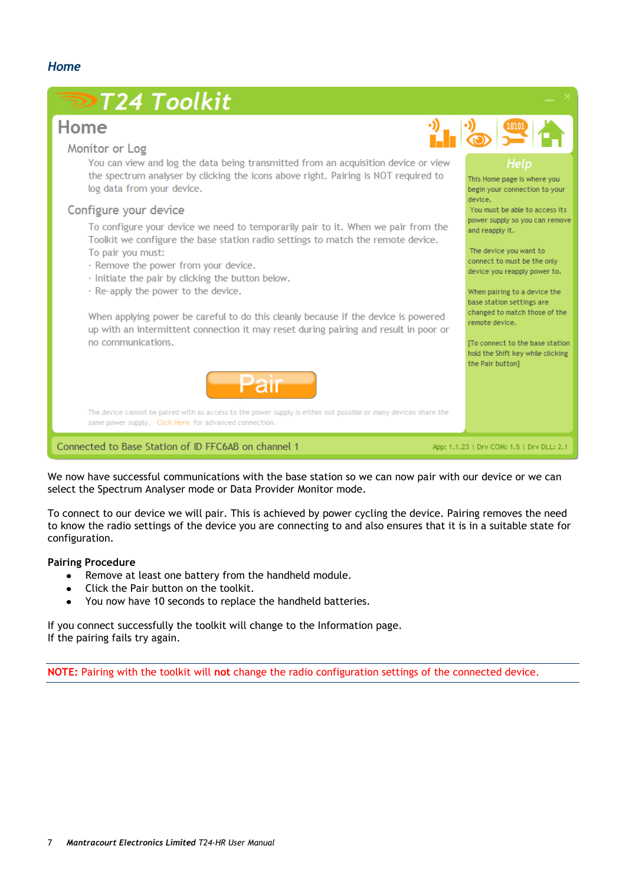## *Home*

# T24 Toolkit

## Home

### Monitor or Log

You can view and log the data being transmitted from an acquisition device or view the spectrum analyser by clicking the icons above right. Pairing is NOT required to log data from your device.

### Configure your device

To configure your device we need to temporarily pair to it. When we pair from the Toolkit we configure the base station radio settings to match the remote device.
To pair you must:
· Remove the power from your device.
· Initiate the pair by clicking the button below.
· Re-apply the power to the device.

When applying power be careful to do this cleanly because if the device is powered up with an intermittent connection it may reset during pairing and result in poor or no communications.

Pair

The device cannot be paired with as access to the power supply is either not possible or many devices share the same power supply. Click Here for advanced connection.

**Help**

This Home page is where you begin your connection to your device.
You must be able to access its power supply so you can remove and reapply it.

The device you want to connect to must be the only device you reapply power to.

When pairing to a device the base station settings are changed to match those of the remote device.

[To connect to the base station hold the Shift key while clicking the Pair button]

Connected to Base Station of ID FFC6AB on channel 1 | App: 1.1.23 | Drv COM: 1.5 | Drv DLL: 2.1

We now have successful communications with the base station so we can now pair with our device or we can select the Spectrum Analyser mode or Data Provider Monitor mode.

To connect to our device we will pair. This is achieved by power cycling the device. Pairing removes the need to know the radio settings of the device you are connecting to and also ensures that it is in a suitable state for configuration.

**Pairing Procedure**

- Remove at least one battery from the handheld module.
- Click the Pair button on the toolkit.
- You now have 10 seconds to replace the handheld batteries.

If you connect successfully the toolkit will change to the Information page.
If the pairing fails try again.

**NOTE:** Pairing with the toolkit will **not** change the radio configuration settings of the connected device.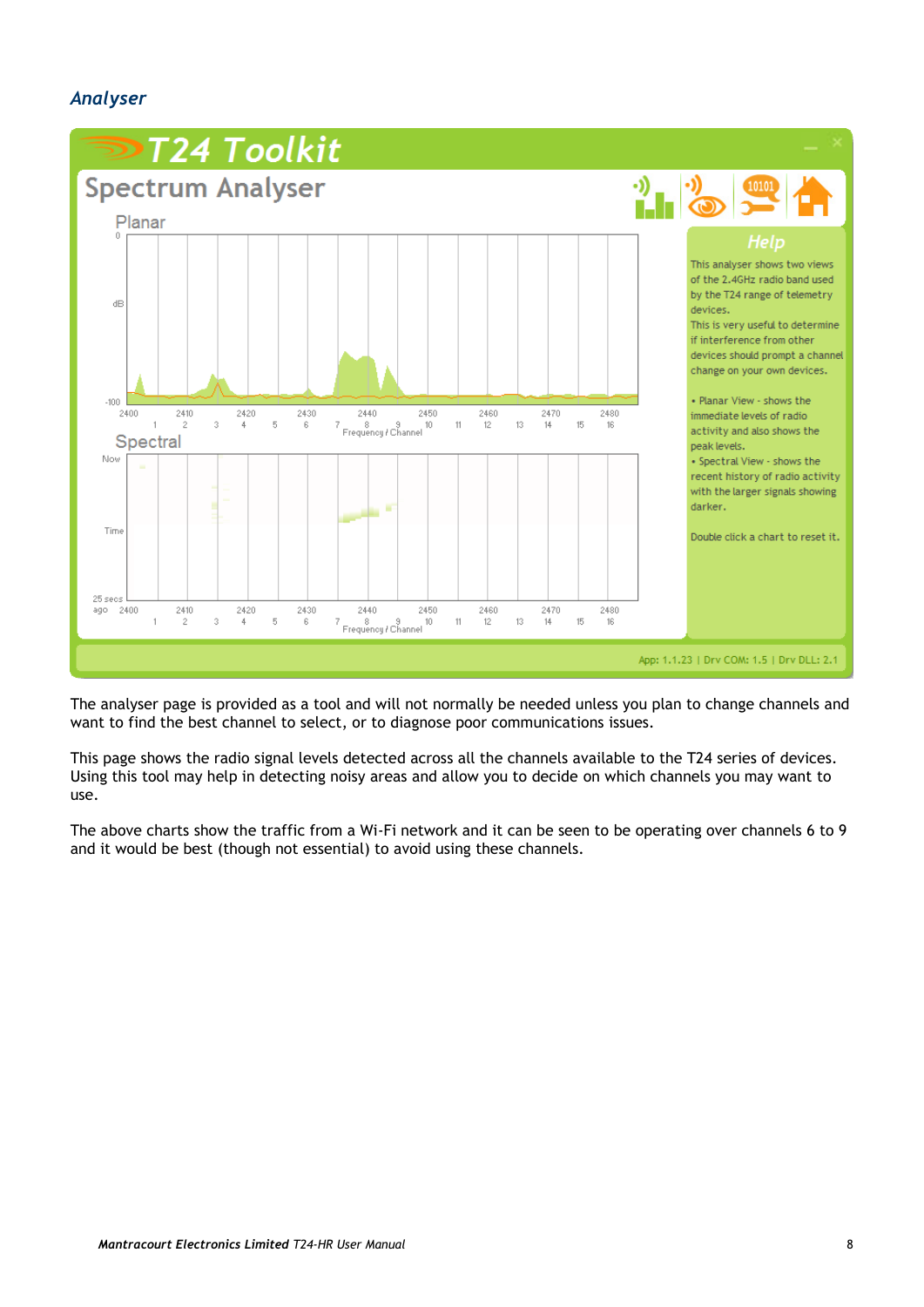### *Analyser*

The analyser page is provided as a tool and will not normally be needed unless you plan to change channels and want to find the best channel to select, or to diagnose poor communications issues.

This page shows the radio signal levels detected across all the channels available to the T24 series of devices. Using this tool may help in detecting noisy areas and allow you to decide on which channels you may want to use.

The above charts show the traffic from a Wi-Fi network and it can be seen to be operating over channels 6 to 9 and it would be best (though not essential) to avoid using these channels.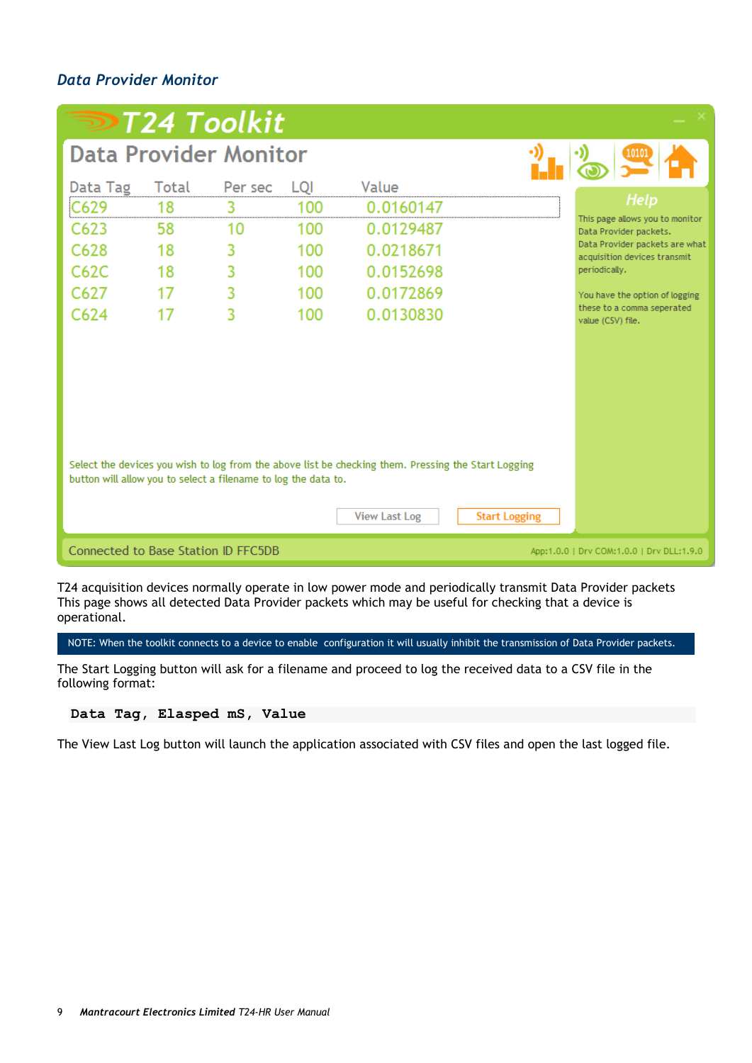### *Data Provider Monitor*

T24 Toolkit

Data Provider Monitor

| Data Tag | Total | Per sec | LQI | Value |
|---|---|---|---|---|
| C629 | 18 | 3 | 100 | 0.0160147 |
| C623 | 58 | 10 | 100 | 0.0129487 |
| C628 | 18 | 3 | 100 | 0.0218671 |
| C62C | 18 | 3 | 100 | 0.0152698 |
| C627 | 17 | 3 | 100 | 0.0172869 |
| C624 | 17 | 3 | 100 | 0.0130830 |

Select the devices you wish to log from the above list be checking them. Pressing the Start Logging button will allow you to select a filename to log the data to.

View Last Log    Start Logging

**Help**

This page allows you to monitor Data Provider packets.
Data Provider packets are what acquisition devices transmit periodically.

You have the option of logging these to a comma seperated value (CSV) file.

Connected to Base Station ID FFC5DB    App:1.0.0 | Drv COM:1.0.0 | Drv DLL:1.9.0

T24 acquisition devices normally operate in low power mode and periodically transmit Data Provider packets This page shows all detected Data Provider packets which may be useful for checking that a device is operational.

NOTE: When the toolkit connects to a device to enable configuration it will usually inhibit the transmission of Data Provider packets.

The Start Logging button will ask for a filename and proceed to log the received data to a CSV file in the following format:

```
Data Tag, Elasped mS, Value
```

The View Last Log button will launch the application associated with CSV files and open the last logged file.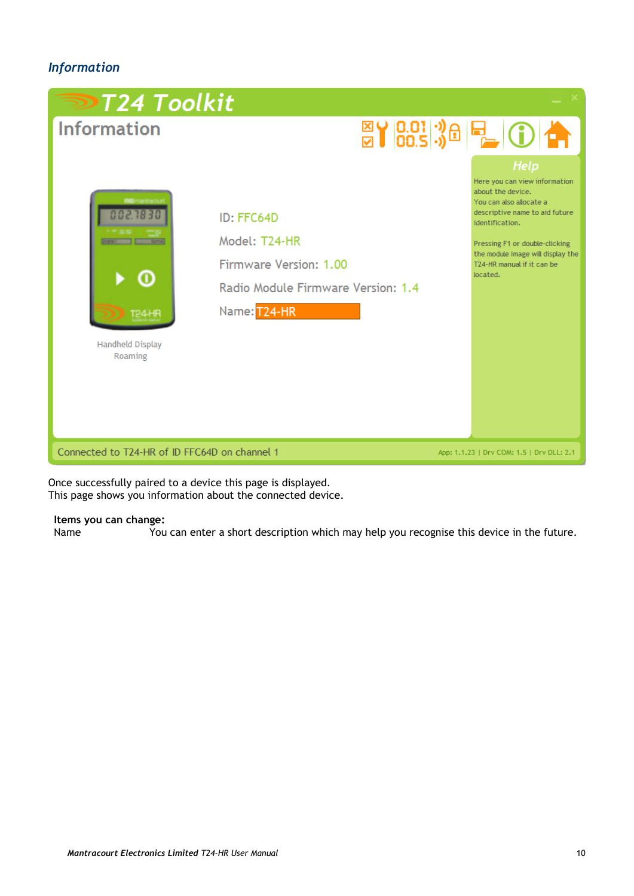### *Information*

Once successfully paired to a device this page is displayed.
This page shows you information about the connected device.

**Items you can change:**

Name You can enter a short description which may help you recognise this device in the future.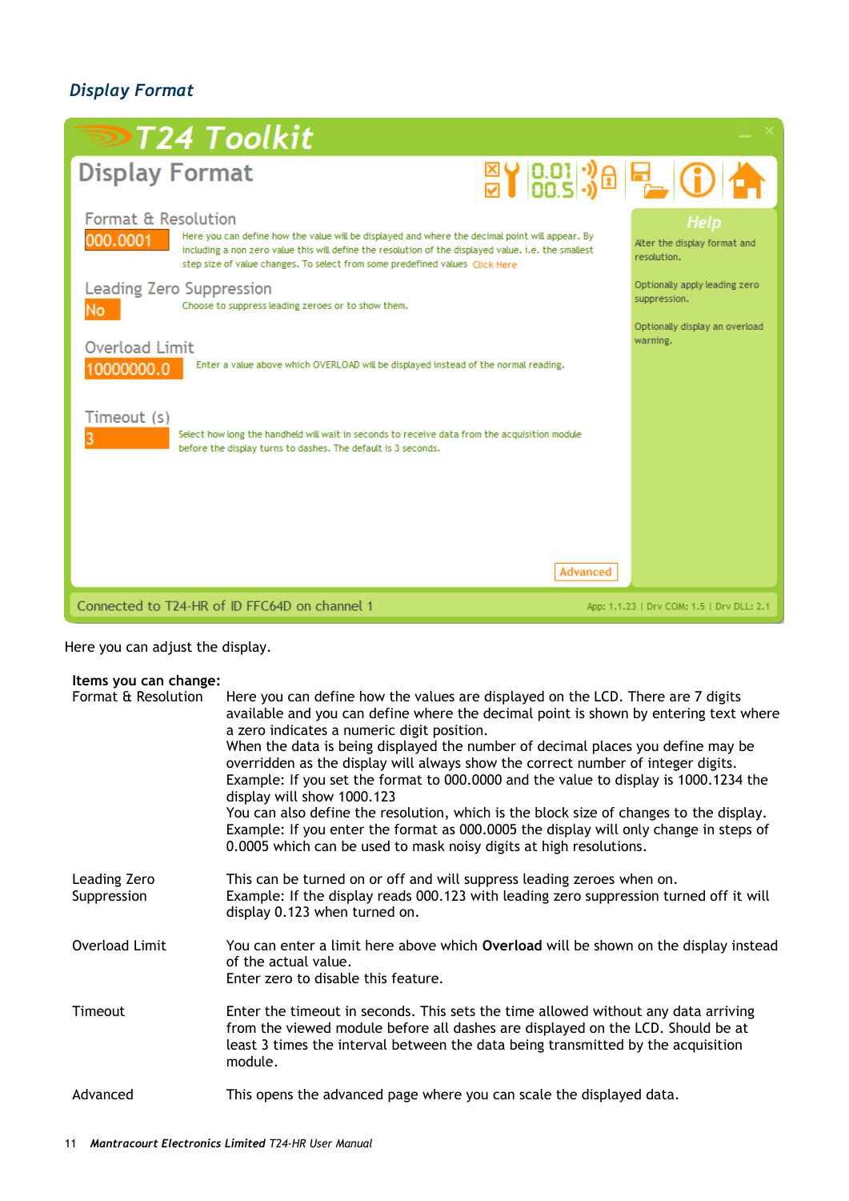## *Display Format*

T24 Toolkit

Display Format

Format & Resolution

000.0001

Here you can define how the value will be displayed and where the decimal point will appear. By including a non zero value this will define the resolution of the displayed value. i.e. the smallest step size of value changes. To select from some predefined values Click Here

Leading Zero Suppression

No

Choose to suppress leading zeroes or to show them.

Overload Limit

10000000.0

Enter a value above which OVERLOAD will be displayed instead of the normal reading.

Timeout (s)

3

Select how long the handheld will wait in seconds to receive data from the acquisition module before the display turns to dashes. The default is 3 seconds.

Advanced

Help

Alter the display format and resolution.

Optionally apply leading zero suppression.

Optionally display an overload warning.

Connected to T24-HR of ID FFC64D on channel 1    App: 1.1.23 | Drv COM: 1.5 | Drv DLL: 2.1

Here you can adjust the display.

**Items you can change:**

| | |
|---|---|
| Format & Resolution | Here you can define how the values are displayed on the LCD. There are 7 digits available and you can define where the decimal point is shown by entering text where a zero indicates a numeric digit position.<br>When the data is being displayed the number of decimal places you define may be overridden as the display will always show the correct number of integer digits.<br>Example: If you set the format to 000.0000 and the value to display is 1000.1234 the display will show 1000.123<br>You can also define the resolution, which is the block size of changes to the display.<br>Example: If you enter the format as 000.0005 the display will only change in steps of 0.0005 which can be used to mask noisy digits at high resolutions. |
| Leading Zero Suppression | This can be turned on or off and will suppress leading zeroes when on.<br>Example: If the display reads 000.123 with leading zero suppression turned off it will display 0.123 when turned on. |
| Overload Limit | You can enter a limit here above which **Overload** will be shown on the display instead of the actual value.<br>Enter zero to disable this feature. |
| Timeout | Enter the timeout in seconds. This sets the time allowed without any data arriving from the viewed module before all dashes are displayed on the LCD. Should be at least 3 times the interval between the data being transmitted by the acquisition module. |
| Advanced | This opens the advanced page where you can scale the displayed data. |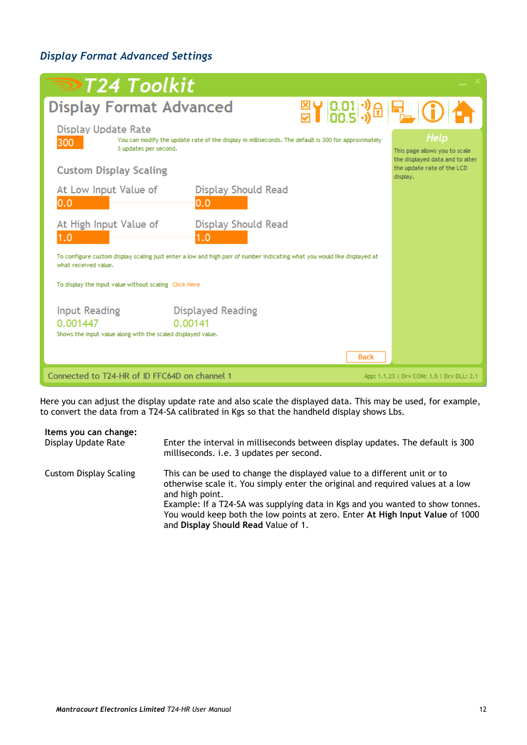### *Display Format Advanced Settings*

T24 Toolkit

Display Format Advanced

Display Update Rate

300

You can modify the update rate of the display in milliseconds. The default is 300 for approximately 3 updates per second.

Custom Display Scaling

At Low Input Value of — 0.0 — Display Should Read — 0.0

At High Input Value of — 1.0 — Display Should Read — 1.0

To configure custom display scaling just enter a low and high pair of number indicating what you would like displayed at what received value.

To display the input value without scaling Click Here

Input Reading — 0.001447

Displayed Reading — 0.00141

Shows the input value along with the scaled displayed value.

Back

Help

This page allows you to scale the displayed data and to alter the update rate of the LCD display.

Connected to T24-HR of ID FFC64D on channel 1

App: 1.1.23 | Drv COM: 1.5 | Drv DLL: 2.1

Here you can adjust the display update rate and also scale the displayed data. This may be used, for example, to convert the data from a T24-SA calibrated in Kgs so that the handheld display shows Lbs.

**Items you can change:**

| | |
|---|---|
| Display Update Rate | Enter the interval in milliseconds between display updates. The default is 300 milliseconds. i.e. 3 updates per second. |
| Custom Display Scaling | This can be used to change the displayed value to a different unit or to otherwise scale it. You simply enter the original and required values at a low and high point.<br>Example: If a T24-SA was supplying data in Kgs and you wanted to show tonnes. You would keep both the low points at zero. Enter **At High Input Value** of 1000 and **Display** Should **Read** Value of 1. |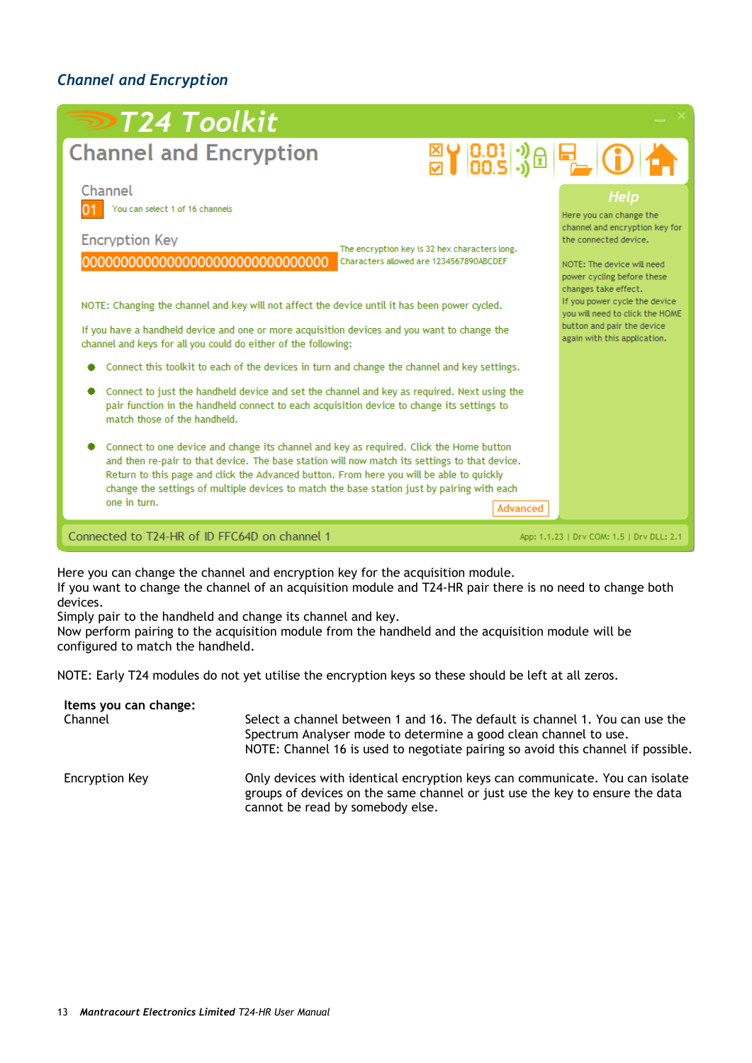### *Channel and Encryption*

T24 Toolkit

Channel and Encryption

Channel

01 You can select 1 of 16 channels

Encryption Key

00000000000000000000000000000000

The encryption key is 32 hex characters long.
Characters allowed are 1234567890ABCDEF

NOTE: Changing the channel and key will not affect the device until it has been power cycled.

If you have a handheld device and one or more acquisition devices and you want to change the channel and keys for all you could do either of the following:

- Connect this toolkit to each of the devices in turn and change the channel and key settings.
- Connect to just the handheld device and set the channel and key as required. Next using the pair function in the handheld connect to each acquisition device to change its settings to match those of the handheld.
- Connect to one device and change its channel and key as required. Click the Home button and then re-pair to that device. The base station will now match its settings to that device. Return to this page and click the Advanced button. From here you will be able to quickly change the settings of multiple devices to match the base station just by pairing with each one in turn.

Advanced

Help

Here you can change the channel and encryption key for the connected device.

NOTE: The device will need power cycling before these changes take effect.
If you power cycle the device you will need to click the HOME button and pair the device again with this application.

Connected to T24-HR of ID FFC64D on channel 1

App: 1.1.23 | Drv COM: 1.5 | Drv DLL: 2.1

Here you can change the channel and encryption key for the acquisition module.
If you want to change the channel of an acquisition module and T24-HR pair there is no need to change both devices.
Simply pair to the handheld and change its channel and key.
Now perform pairing to the acquisition module from the handheld and the acquisition module will be configured to match the handheld.

NOTE: Early T24 modules do not yet utilise the encryption keys so these should be left at all zeros.

| **Items you can change:** | |
|---|---|
| Channel | Select a channel between 1 and 16. The default is channel 1. You can use the Spectrum Analyser mode to determine a good clean channel to use.<br>NOTE: Channel 16 is used to negotiate pairing so avoid this channel if possible. |
| Encryption Key | Only devices with identical encryption keys can communicate. You can isolate groups of devices on the same channel or just use the key to ensure the data cannot be read by somebody else. |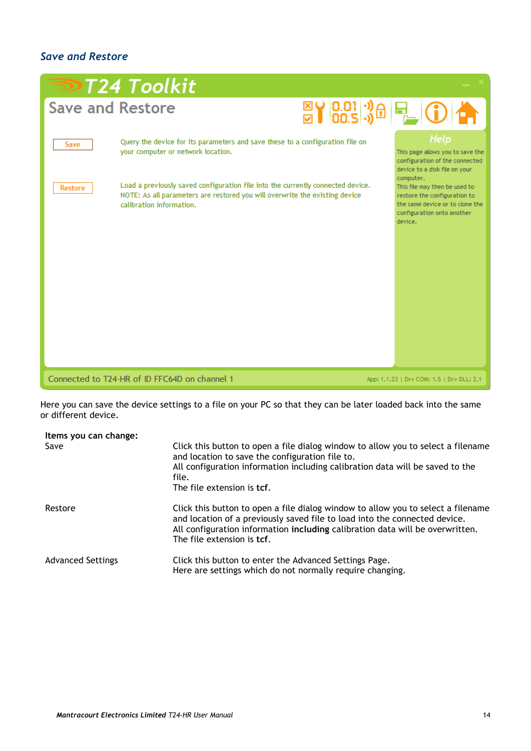### *Save and Restore*

Here you can save the device settings to a file on your PC so that they can be later loaded back into the same or different device.

**Items you can change:**

| | |
|---|---|
| Save | Click this button to open a file dialog window to allow you to select a filename and location to save the configuration file to.<br>All configuration information including calibration data will be saved to the file.<br>The file extension is **tcf**. |
| Restore | Click this button to open a file dialog window to allow you to select a filename and location of a previously saved file to load into the connected device.<br>All configuration information **including** calibration data will be overwritten.<br>The file extension is **tcf**. |
| Advanced Settings | Click this button to enter the Advanced Settings Page.<br>Here are settings which do not normally require changing. |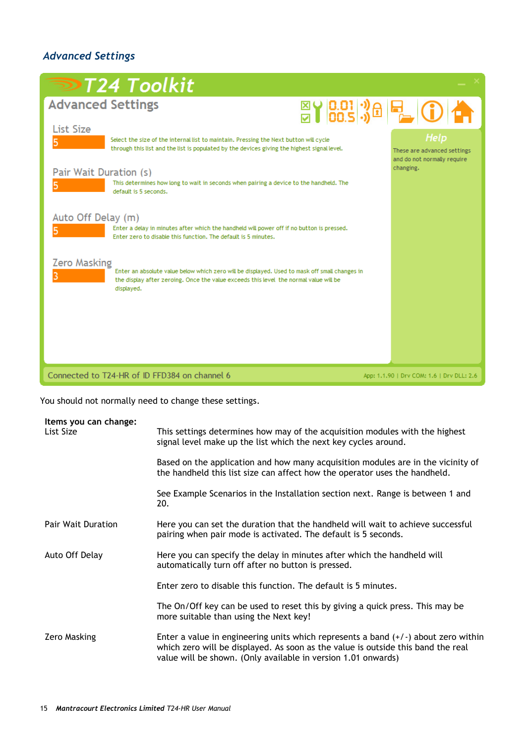## *Advanced Settings*

T24 Toolkit

Advanced Settings

List Size

5

Select the size of the internal list to maintain. Pressing the Next button will cycle through this list and the list is populated by the devices giving the highest signal level.

Pair Wait Duration (s)

5

This determines how long to wait in seconds when pairing a device to the handheld. The default is 5 seconds.

Auto Off Delay (m)

5

Enter a delay in minutes after which the handheld will power off if no button is pressed. Enter zero to disable this function. The default is 5 minutes.

Zero Masking

3

Enter an absolute value below which zero will be displayed. Used to mask off small changes in the display after zeroing. Once the value exceeds this level the normal value will be displayed.

Help

These are advanced settings and do not normally require changing.

Connected to T24-HR of ID FFD384 on channel 6

App: 1.1.90 | Drv COM: 1.6 | Drv DLL: 2.6

You should not normally need to change these settings.

**Items you can change:**

List Size

This settings determines how may of the acquisition modules with the highest signal level make up the list which the next key cycles around.

Based on the application and how many acquisition modules are in the vicinity of the handheld this list size can affect how the operator uses the handheld.

See Example Scenarios in the Installation section next. Range is between 1 and 20.

Pair Wait Duration

Here you can set the duration that the handheld will wait to achieve successful pairing when pair mode is activated. The default is 5 seconds.

Auto Off Delay

Here you can specify the delay in minutes after which the handheld will automatically turn off after no button is pressed.

Enter zero to disable this function. The default is 5 minutes.

The On/Off key can be used to reset this by giving a quick press. This may be more suitable than using the Next key!

Zero Masking

Enter a value in engineering units which represents a band (+/-) about zero within which zero will be displayed. As soon as the value is outside this band the real value will be shown. (Only available in version 1.01 onwards)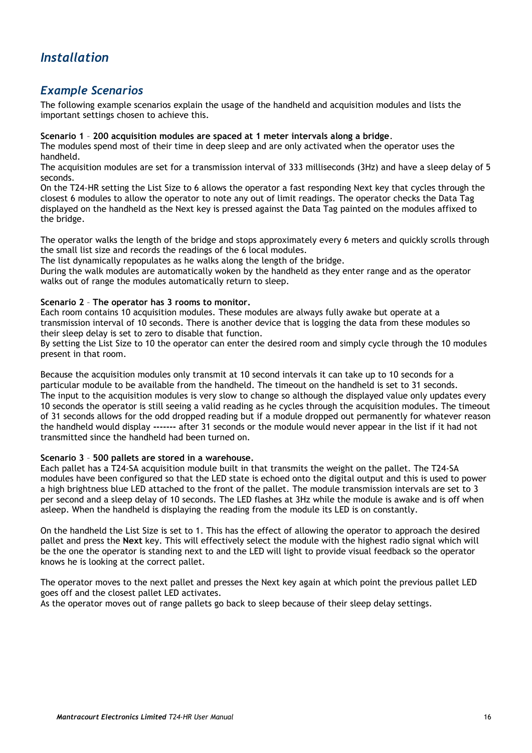# *Installation*

## *Example Scenarios*

The following example scenarios explain the usage of the handheld and acquisition modules and lists the important settings chosen to achieve this.

**Scenario 1** – **200 acquisition modules are spaced at 1 meter intervals along a bridge**.
The modules spend most of their time in deep sleep and are only activated when the operator uses the handheld.
The acquisition modules are set for a transmission interval of 333 milliseconds (3Hz) and have a sleep delay of 5 seconds.
On the T24-HR setting the List Size to 6 allows the operator a fast responding Next key that cycles through the closest 6 modules to allow the operator to note any out of limit readings. The operator checks the Data Tag displayed on the handheld as the Next key is pressed against the Data Tag painted on the modules affixed to the bridge.

The operator walks the length of the bridge and stops approximately every 6 meters and quickly scrolls through the small list size and records the readings of the 6 local modules.
The list dynamically repopulates as he walks along the length of the bridge.
During the walk modules are automatically woken by the handheld as they enter range and as the operator walks out of range the modules automatically return to sleep.

**Scenario 2** – **The operator has 3 rooms to monitor.**
Each room contains 10 acquisition modules. These modules are always fully awake but operate at a transmission interval of 10 seconds. There is another device that is logging the data from these modules so their sleep delay is set to zero to disable that function.
By setting the List Size to 10 the operator can enter the desired room and simply cycle through the 10 modules present in that room.

Because the acquisition modules only transmit at 10 second intervals it can take up to 10 seconds for a particular module to be available from the handheld. The timeout on the handheld is set to 31 seconds.
The input to the acquisition modules is very slow to change so although the displayed value only updates every 10 seconds the operator is still seeing a valid reading as he cycles through the acquisition modules. The timeout of 31 seconds allows for the odd dropped reading but if a module dropped out permanently for whatever reason the handheld would display **-------** after 31 seconds or the module would never appear in the list if it had not transmitted since the handheld had been turned on.

**Scenario 3** – **500 pallets are stored in a warehouse.**
Each pallet has a T24-SA acquisition module built in that transmits the weight on the pallet. The T24-SA modules have been configured so that the LED state is echoed onto the digital output and this is used to power a high brightness blue LED attached to the front of the pallet. The module transmission intervals are set to 3 per second and a sleep delay of 10 seconds. The LED flashes at 3Hz while the module is awake and is off when asleep. When the handheld is displaying the reading from the module its LED is on constantly.

On the handheld the List Size is set to 1. This has the effect of allowing the operator to approach the desired pallet and press the **Next** key. This will effectively select the module with the highest radio signal which will be the one the operator is standing next to and the LED will light to provide visual feedback so the operator knows he is looking at the correct pallet.

The operator moves to the next pallet and presses the Next key again at which point the previous pallet LED goes off and the closest pallet LED activates.
As the operator moves out of range pallets go back to sleep because of their sleep delay settings.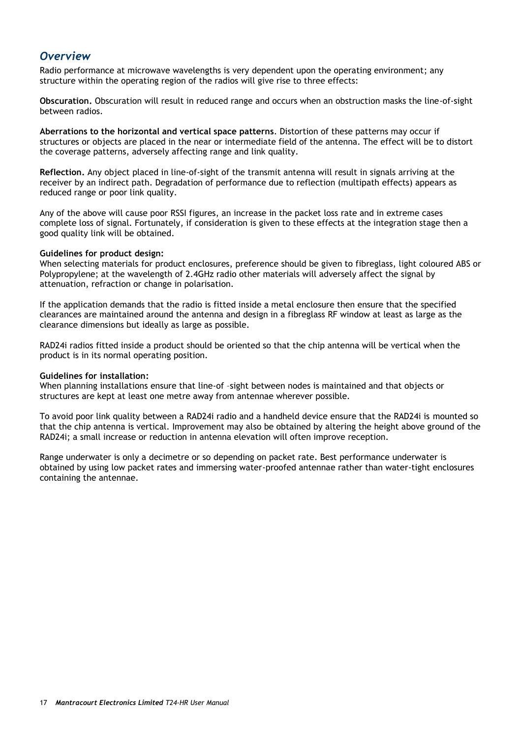## *Overview*

Radio performance at microwave wavelengths is very dependent upon the operating environment; any structure within the operating region of the radios will give rise to three effects:

**Obscuration.** Obscuration will result in reduced range and occurs when an obstruction masks the line-of-sight between radios.

**Aberrations to the horizontal and vertical space patterns**. Distortion of these patterns may occur if structures or objects are placed in the near or intermediate field of the antenna. The effect will be to distort the coverage patterns, adversely affecting range and link quality.

**Reflection.** Any object placed in line-of-sight of the transmit antenna will result in signals arriving at the receiver by an indirect path. Degradation of performance due to reflection (multipath effects) appears as reduced range or poor link quality.

Any of the above will cause poor RSSI figures, an increase in the packet loss rate and in extreme cases complete loss of signal. Fortunately, if consideration is given to these effects at the integration stage then a good quality link will be obtained.

**Guidelines for product design:**
When selecting materials for product enclosures, preference should be given to fibreglass, light coloured ABS or Polypropylene; at the wavelength of 2.4GHz radio other materials will adversely affect the signal by attenuation, refraction or change in polarisation.

If the application demands that the radio is fitted inside a metal enclosure then ensure that the specified clearances are maintained around the antenna and design in a fibreglass RF window at least as large as the clearance dimensions but ideally as large as possible.

RAD24i radios fitted inside a product should be oriented so that the chip antenna will be vertical when the product is in its normal operating position.

**Guidelines for installation:**
When planning installations ensure that line-of -sight between nodes is maintained and that objects or structures are kept at least one metre away from antennae wherever possible.

To avoid poor link quality between a RAD24i radio and a handheld device ensure that the RAD24i is mounted so that the chip antenna is vertical. Improvement may also be obtained by altering the height above ground of the RAD24i; a small increase or reduction in antenna elevation will often improve reception.

Range underwater is only a decimetre or so depending on packet rate. Best performance underwater is obtained by using low packet rates and immersing water-proofed antennae rather than water-tight enclosures containing the antennae.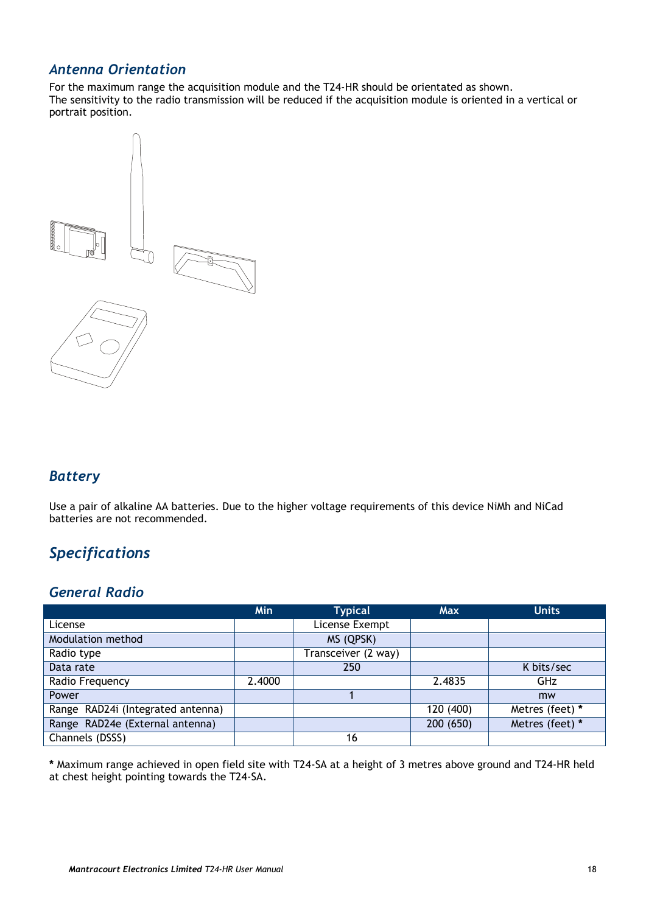## *Antenna Orientation*

For the maximum range the acquisition module and the T24-HR should be orientated as shown.
The sensitivity to the radio transmission will be reduced if the acquisition module is oriented in a vertical or portrait position.

## *Battery*

Use a pair of alkaline AA batteries. Due to the higher voltage requirements of this device NiMh and NiCad batteries are not recommended.

# *Specifications*

## *General Radio*

| | Min | Typical | Max | Units |
|---|---|---|---|---|
| License | | License Exempt | | |
| Modulation method | | MS (QPSK) | | |
| Radio type | | Transceiver (2 way) | | |
| Data rate | | 250 | | K bits/sec |
| Radio Frequency | 2.4000 | | 2.4835 | GHz |
| Power | | 1 | | mw |
| Range RAD24i (Integrated antenna) | | | 120 (400) | Metres (feet) **\*** |
| Range RAD24e (External antenna) | | | 200 (650) | Metres (feet) **\*** |
| Channels (DSSS) | | 16 | | |

**\*** Maximum range achieved in open field site with T24-SA at a height of 3 metres above ground and T24-HR held at chest height pointing towards the T24-SA.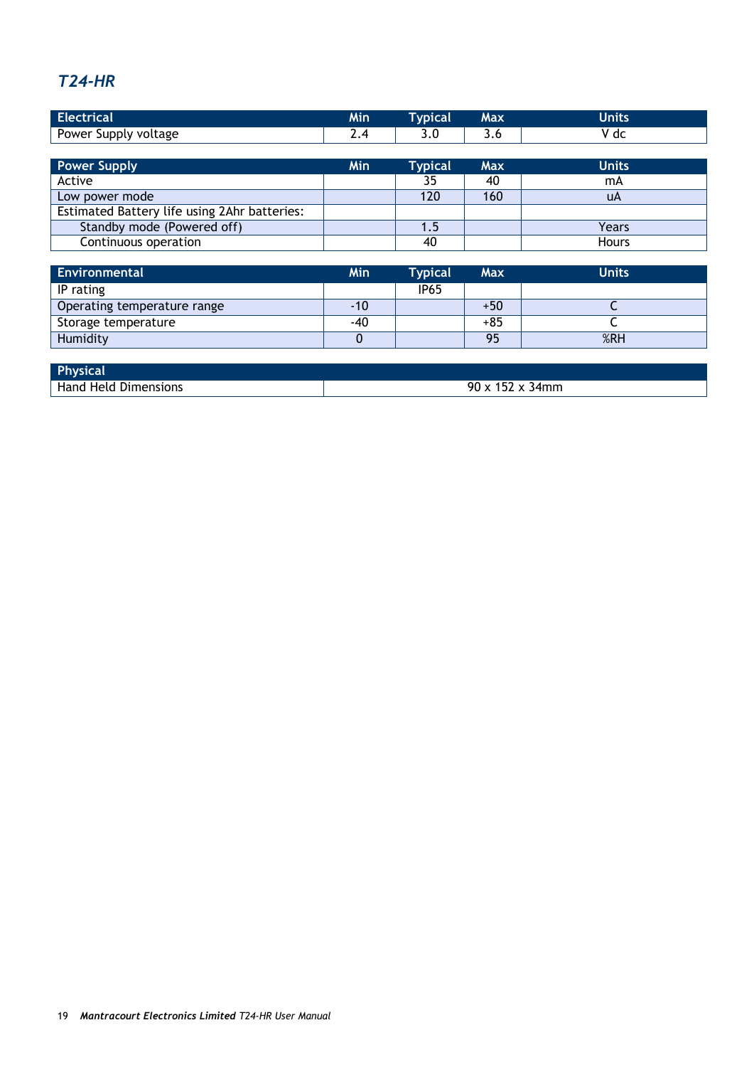## *T24-HR*

| Electrical | Min | Typical | Max | Units |
|---|---|---|---|---|
| Power Supply voltage | 2.4 | 3.0 | 3.6 | V dc |

| Power Supply | Min | Typical | Max | Units |
|---|---|---|---|---|
| Active | | 35 | 40 | mA |
| Low power mode | | 120 | 160 | uA |
| Estimated Battery life using 2Ahr batteries: | | | | |
| Standby mode (Powered off) | | 1.5 | | Years |
| Continuous operation | | 40 | | Hours |

| Environmental | Min | Typical | Max | Units |
|---|---|---|---|---|
| IP rating | | IP65 | | |
| Operating temperature range | -10 | | +50 | C |
| Storage temperature | -40 | | +85 | C |
| Humidity | 0 | | 95 | %RH |

| Physical | |
|---|---|
| Hand Held Dimensions | 90 x 152 x 34mm |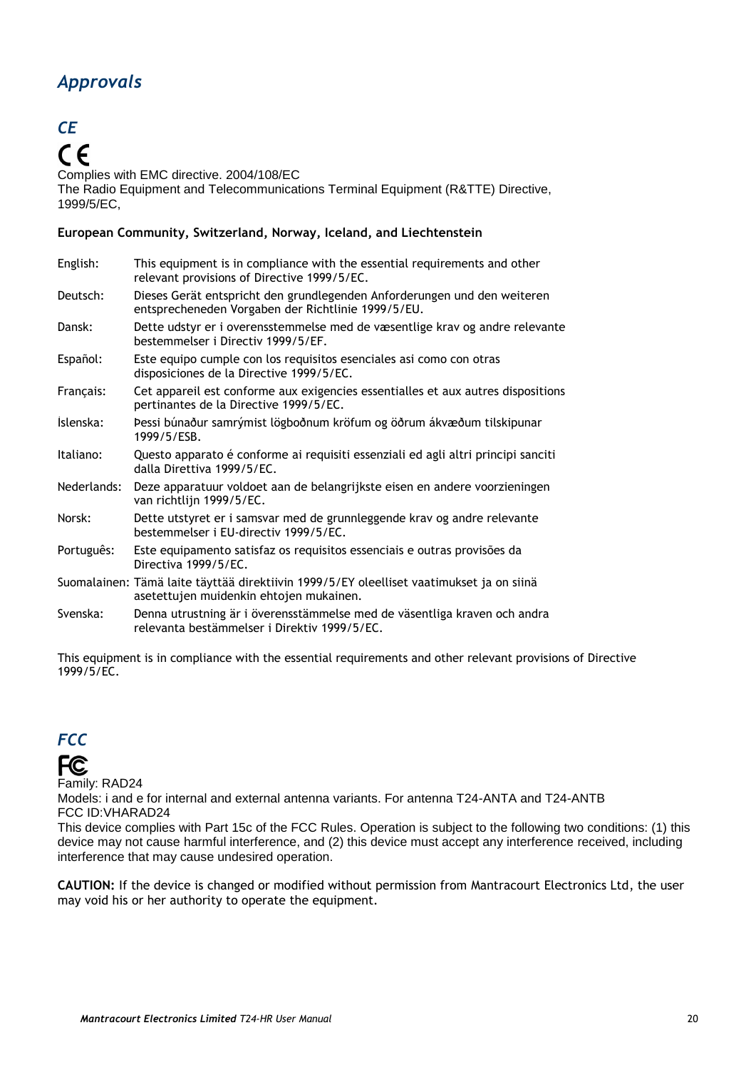# *Approvals*

## *CE*

CE

Complies with EMC directive. 2004/108/EC
The Radio Equipment and Telecommunications Terminal Equipment (R&TTE) Directive, 1999/5/EC,

**European Community, Switzerland, Norway, Iceland, and Liechtenstein**

| | |
|---|---|
| English: | This equipment is in compliance with the essential requirements and other relevant provisions of Directive 1999/5/EC. |
| Deutsch: | Dieses Gerät entspricht den grundlegenden Anforderungen und den weiteren entsprecheneden Vorgaben der Richtlinie 1999/5/EU. |
| Dansk: | Dette udstyr er i overensstemmelse med de væsentlige krav og andre relevante bestemmelser i Directiv 1999/5/EF. |
| Español: | Este equipo cumple con los requisitos esenciales asi como con otras disposiciones de la Directive 1999/5/EC. |
| Français: | Cet appareil est conforme aux exigencies essentialles et aux autres dispositions pertinantes de la Directive 1999/5/EC. |
| Íslenska: | Þessi búnaður samrýmist lögboðnum kröfum og öðrum ákvæðum tilskipunar 1999/5/ESB. |
| Italiano: | Questo apparato é conforme ai requisiti essenziali ed agli altri principi sanciti dalla Direttiva 1999/5/EC. |
| Nederlands: | Deze apparatuur voldoet aan de belangrijkste eisen en andere voorzieningen van richtlijn 1999/5/EC. |
| Norsk: | Dette utstyret er i samsvar med de grunnleggende krav og andre relevante bestemmelser i EU-directiv 1999/5/EC. |
| Português: | Este equipamento satisfaz os requisitos essenciais e outras provisões da Directiva 1999/5/EC. |
| Suomalainen: | Tämä laite täyttää direktiivin 1999/5/EY oleelliset vaatimukset ja on siinä asetettujen muidenkin ehtojen mukainen. |
| Svenska: | Denna utrustning är i överensstämmelse med de väsentliga kraven och andra relevanta bestämmelser i Direktiv 1999/5/EC. |

This equipment is in compliance with the essential requirements and other relevant provisions of Directive 1999/5/EC.

## *FCC*

FC

Family: RAD24
Models: i and e for internal and external antenna variants. For antenna T24-ANTA and T24-ANTB
FCC ID:VHARAD24
This device complies with Part 15c of the FCC Rules. Operation is subject to the following two conditions: (1) this device may not cause harmful interference, and (2) this device must accept any interference received, including interference that may cause undesired operation.

**CAUTION:** If the device is changed or modified without permission from Mantracourt Electronics Ltd, the user may void his or her authority to operate the equipment.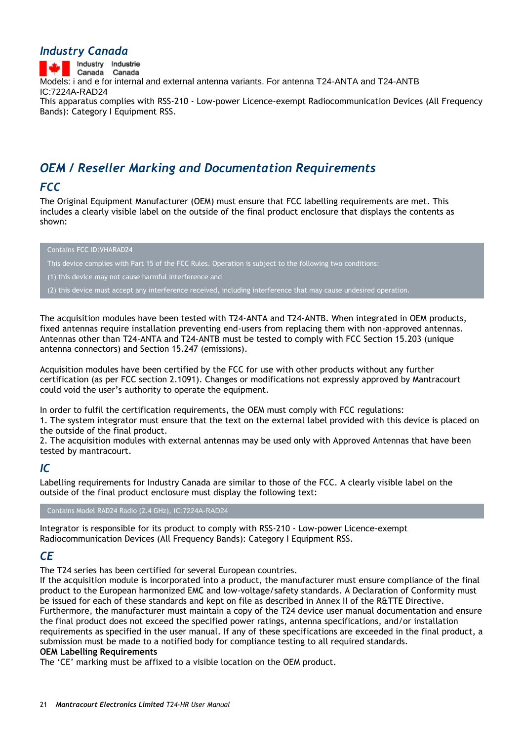## Industry Canada

Industry Canada Industrie Canada

Models: i and e for internal and external antenna variants. For antenna T24-ANTA and T24-ANTB
IC:7224A-RAD24
This apparatus complies with RSS-210 - Low-power Licence-exempt Radiocommunication Devices (All Frequency Bands): Category I Equipment RSS.

## OEM / Reseller Marking and Documentation Requirements

### FCC

The Original Equipment Manufacturer (OEM) must ensure that FCC labelling requirements are met. This includes a clearly visible label on the outside of the final product enclosure that displays the contents as shown:

> Contains FCC ID:VHARAD24
>
> This device complies with Part 15 of the FCC Rules. Operation is subject to the following two conditions:
>
> (1) this device may not cause harmful interference and
>
> (2) this device must accept any interference received, including interference that may cause undesired operation.

The acquisition modules have been tested with T24-ANTA and T24-ANTB. When integrated in OEM products, fixed antennas require installation preventing end-users from replacing them with non-approved antennas. Antennas other than T24-ANTA and T24-ANTB must be tested to comply with FCC Section 15.203 (unique antenna connectors) and Section 15.247 (emissions).

Acquisition modules have been certified by the FCC for use with other products without any further certification (as per FCC section 2.1091). Changes or modifications not expressly approved by Mantracourt could void the user's authority to operate the equipment.

In order to fulfil the certification requirements, the OEM must comply with FCC regulations:
1. The system integrator must ensure that the text on the external label provided with this device is placed on the outside of the final product.
2. The acquisition modules with external antennas may be used only with Approved Antennas that have been tested by mantracourt.

### IC

Labelling requirements for Industry Canada are similar to those of the FCC. A clearly visible label on the outside of the final product enclosure must display the following text:

> Contains Model RAD24 Radio (2.4 GHz), IC:7224A-RAD24

Integrator is responsible for its product to comply with RSS-210 - Low-power Licence-exempt Radiocommunication Devices (All Frequency Bands): Category I Equipment RSS.

### CE

The T24 series has been certified for several European countries.
If the acquisition module is incorporated into a product, the manufacturer must ensure compliance of the final product to the European harmonized EMC and low-voltage/safety standards. A Declaration of Conformity must be issued for each of these standards and kept on file as described in Annex II of the R&TTE Directive.
Furthermore, the manufacturer must maintain a copy of the T24 device user manual documentation and ensure the final product does not exceed the specified power ratings, antenna specifications, and/or installation requirements as specified in the user manual. If any of these specifications are exceeded in the final product, a submission must be made to a notified body for compliance testing to all required standards.

**OEM Labelling Requirements**

The 'CE' marking must be affixed to a visible location on the OEM product.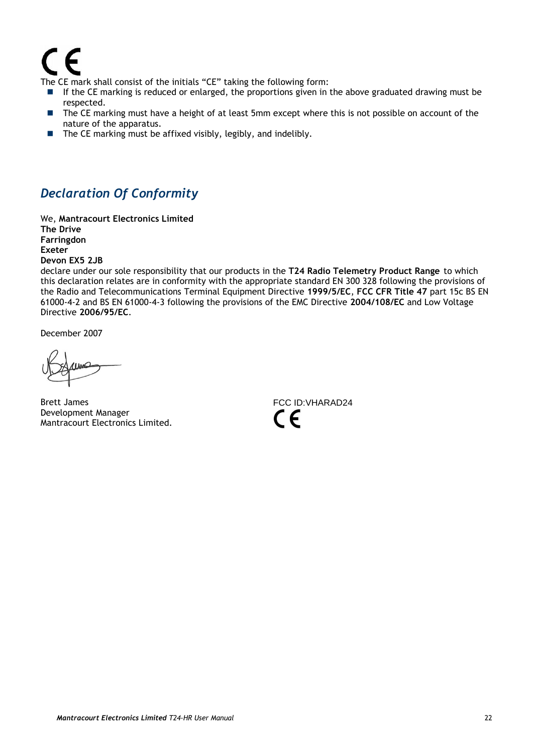C E

The CE mark shall consist of the initials “CE” taking the following form:

- If the CE marking is reduced or enlarged, the proportions given in the above graduated drawing must be respected.
- The CE marking must have a height of at least 5mm except where this is not possible on account of the nature of the apparatus.
- The CE marking must be affixed visibly, legibly, and indelibly.

## *Declaration Of Conformity*

We, **Mantracourt Electronics Limited**
**The Drive**
**Farringdon**
**Exeter**
**Devon EX5 2JB**
declare under our sole responsibility that our products in the **T24 Radio Telemetry Product Range** to which this declaration relates are in conformity with the appropriate standard EN 300 328 following the provisions of the Radio and Telecommunications Terminal Equipment Directive **1999/5/EC**, **FCC CFR Title 47** part 15c BS EN 61000-4-2 and BS EN 61000-4-3 following the provisions of the EMC Directive **2004/108/EC** and Low Voltage Directive **2006/95/EC**.

December 2007

Brett James
Development Manager
Mantracourt Electronics Limited.

FCC ID:VHARAD24

C E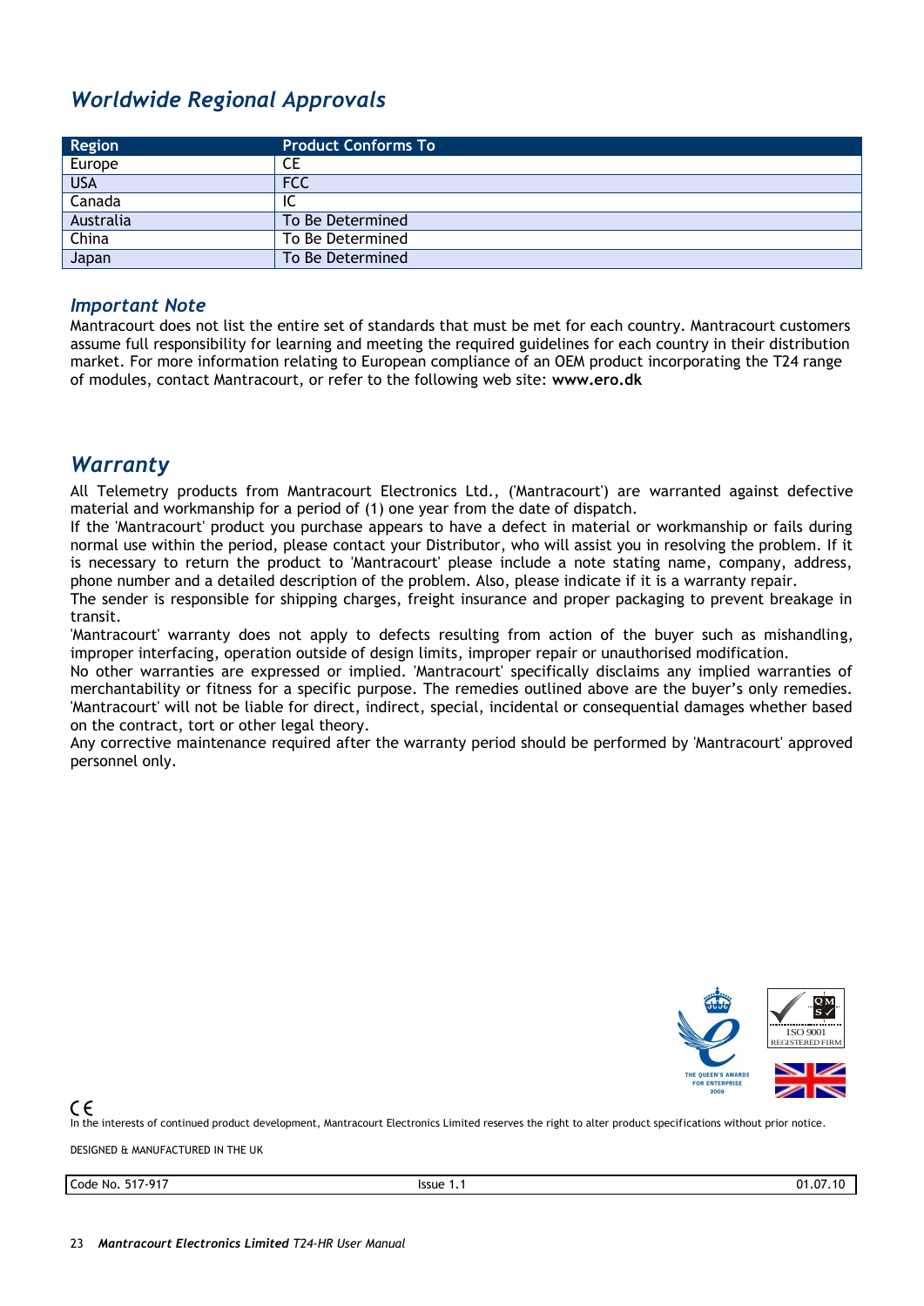## Worldwide Regional Approvals

| Region | Product Conforms To |
|---|---|
| Europe | CE |
| USA | FCC |
| Canada | IC |
| Australia | To Be Determined |
| China | To Be Determined |
| Japan | To Be Determined |

### Important Note

Mantracourt does not list the entire set of standards that must be met for each country. Mantracourt customers assume full responsibility for learning and meeting the required guidelines for each country in their distribution market. For more information relating to European compliance of an OEM product incorporating the T24 range of modules, contact Mantracourt, or refer to the following web site: **www.ero.dk**

## Warranty

All Telemetry products from Mantracourt Electronics Ltd., ('Mantracourt') are warranted against defective material and workmanship for a period of (1) one year from the date of dispatch.

If the 'Mantracourt' product you purchase appears to have a defect in material or workmanship or fails during normal use within the period, please contact your Distributor, who will assist you in resolving the problem. If it is necessary to return the product to 'Mantracourt' please include a note stating name, company, address, phone number and a detailed description of the problem. Also, please indicate if it is a warranty repair.

The sender is responsible for shipping charges, freight insurance and proper packaging to prevent breakage in transit.

'Mantracourt' warranty does not apply to defects resulting from action of the buyer such as mishandling, improper interfacing, operation outside of design limits, improper repair or unauthorised modification.

No other warranties are expressed or implied. 'Mantracourt' specifically disclaims any implied warranties of merchantability or fitness for a specific purpose. The remedies outlined above are the buyer's only remedies. 'Mantracourt' will not be liable for direct, indirect, special, incidental or consequential damages whether based on the contract, tort or other legal theory.

Any corrective maintenance required after the warranty period should be performed by 'Mantracourt' approved personnel only.

THE QUEEN'S AWARDS FOR ENTERPRISE 2009

ISO 9001 REGISTERED FIRM

CE

In the interests of continued product development, Mantracourt Electronics Limited reserves the right to alter product specifications without prior notice.

DESIGNED & MANUFACTURED IN THE UK

| | | |
|---|---|---|
| Code No. 517-917 | Issue 1.1 | 01.07.10 |